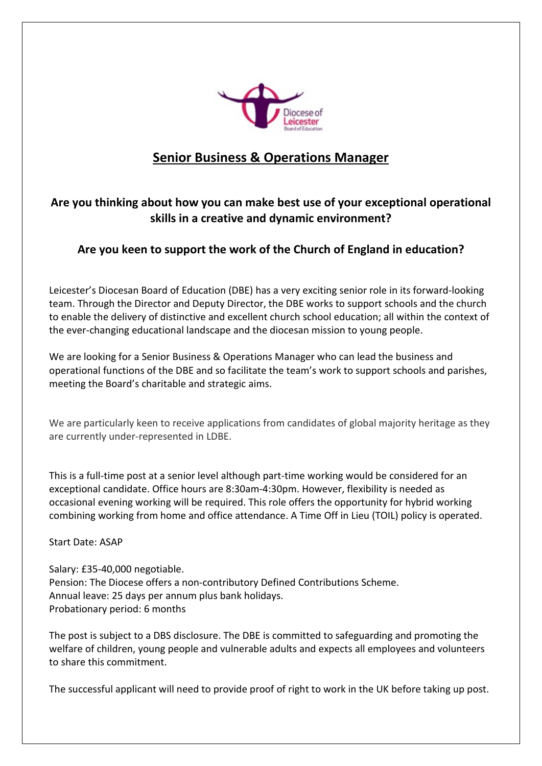# Senior Business & Operations Manager

## Are you thinking about how you can make best use of your exceptional operational skills in a creative and dynamic environment?

## Are you keen to support the work of the Church of England in education?

Leicester's Diocesan Board of Education (DBE) has a very exciting senior role in its forward-looking team. Through the Director and Deputy Director, the DBE works to support schools and the church to enable the delivery of distinctive and excellent church school education; all within the context of the ever-changing educational landscape and the diocesan mission to young people.

We are looking for a Senior Business & Operations Manager who can lead the business and operational functions of the DBE and so facilitate the team's work to support schools and parishes, meeting the Board's charitable and strategic aims.

We are particularly keen to receive applications from candidates of global majority heritage as they are currently under-represented in LDBE.

This is a full-time post at a senior level although part-time working would be considered for an exceptional candidate. Office hours are 8:30am-4:30pm. However, flexibility is needed as occasional evening working will be required. This role offers the opportunity for hybrid working combining working from home and office attendance. A Time Off in Lieu (TOIL) policy is operated.

Start Date: ASAP

Salary: £35-40,000 negotiable.
Pension: The Diocese offers a non-contributory Defined Contributions Scheme.
Annual leave: 25 days per annum plus bank holidays.
Probationary period: 6 months

The post is subject to a DBS disclosure. The DBE is committed to safeguarding and promoting the welfare of children, young people and vulnerable adults and expects all employees and volunteers to share this commitment.

The successful applicant will need to provide proof of right to work in the UK before taking up post.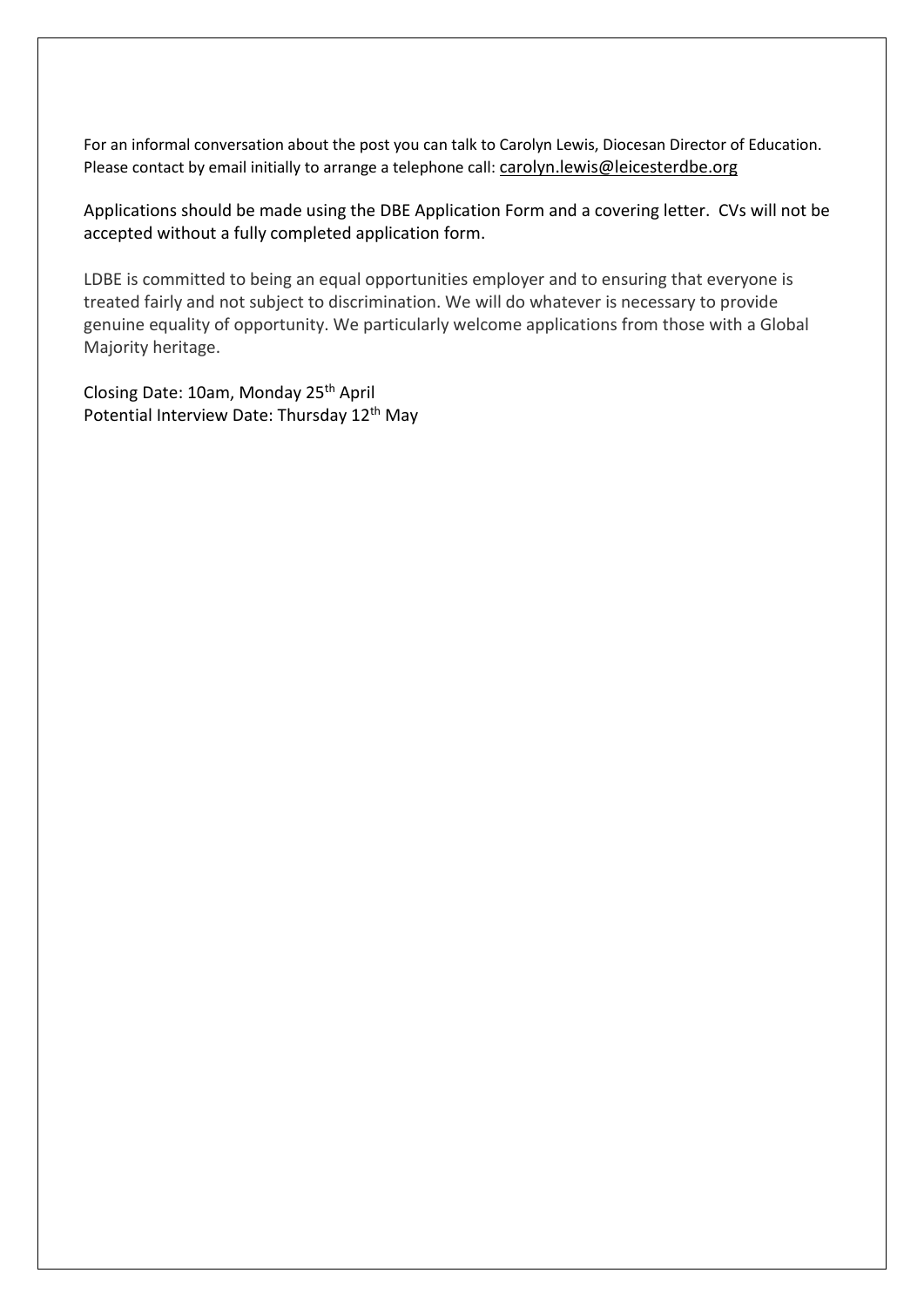For an informal conversation about the post you can talk to Carolyn Lewis, Diocesan Director of Education. Please contact by email initially to arrange a telephone call: carolyn.lewis@leicesterdbe.org

Applications should be made using the DBE Application Form and a covering letter. CVs will not be accepted without a fully completed application form.

LDBE is committed to being an equal opportunities employer and to ensuring that everyone is treated fairly and not subject to discrimination. We will do whatever is necessary to provide genuine equality of opportunity. We particularly welcome applications from those with a Global Majority heritage.

Closing Date: 10am, Monday 25th April
Potential Interview Date: Thursday 12th May